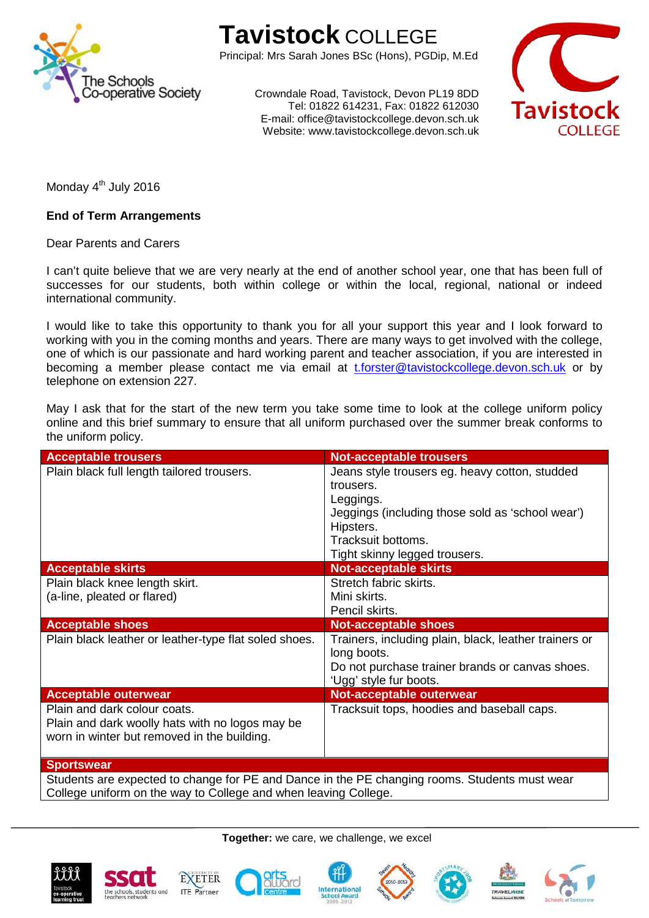# Tavistock COLLEGE

Principal: Mrs Sarah Jones BSc (Hons), PGDip, M.Ed

Crowndale Road, Tavistock, Devon PL19 8DD
Tel: 01822 614231, Fax: 01822 612030
E-mail: office@tavistockcollege.devon.sch.uk
Website: www.tavistockcollege.devon.sch.uk

Monday 4th July 2016

**End of Term Arrangements**

Dear Parents and Carers

I can't quite believe that we are very nearly at the end of another school year, one that has been full of successes for our students, both within college or within the local, regional, national or indeed international community.

I would like to take this opportunity to thank you for all your support this year and I look forward to working with you in the coming months and years. There are many ways to get involved with the college, one of which is our passionate and hard working parent and teacher association, if you are interested in becoming a member please contact me via email at t.forster@tavistockcollege.devon.sch.uk or by telephone on extension 227.

May I ask that for the start of the new term you take some time to look at the college uniform policy online and this brief summary to ensure that all uniform purchased over the summer break conforms to the uniform policy.

| Acceptable trousers | Not-acceptable trousers |
|---|---|
| Plain black full length tailored trousers. | Jeans style trousers eg. heavy cotton, studded trousers.<br>Leggings.<br>Jeggings (including those sold as 'school wear')<br>Hipsters.<br>Tracksuit bottoms.<br>Tight skinny legged trousers. |
| **Acceptable skirts** | **Not-acceptable skirts** |
| Plain black knee length skirt.<br>(a-line, pleated or flared) | Stretch fabric skirts.<br>Mini skirts.<br>Pencil skirts. |
| **Acceptable shoes** | **Not-acceptable shoes** |
| Plain black leather or leather-type flat soled shoes. | Trainers, including plain, black, leather trainers or long boots.<br>Do not purchase trainer brands or canvas shoes.<br>'Ugg' style fur boots. |
| **Acceptable outerwear** | **Not-acceptable outerwear** |
| Plain and dark colour coats.<br>Plain and dark woolly hats with no logos may be worn in winter but removed in the building. | Tracksuit tops, hoodies and baseball caps. |
| **Sportswear** | |
| Students are expected to change for PE and Dance in the PE changing rooms. Students must wear College uniform on the way to College and when leaving College. | |

**Together:** we care, we challenge, we excel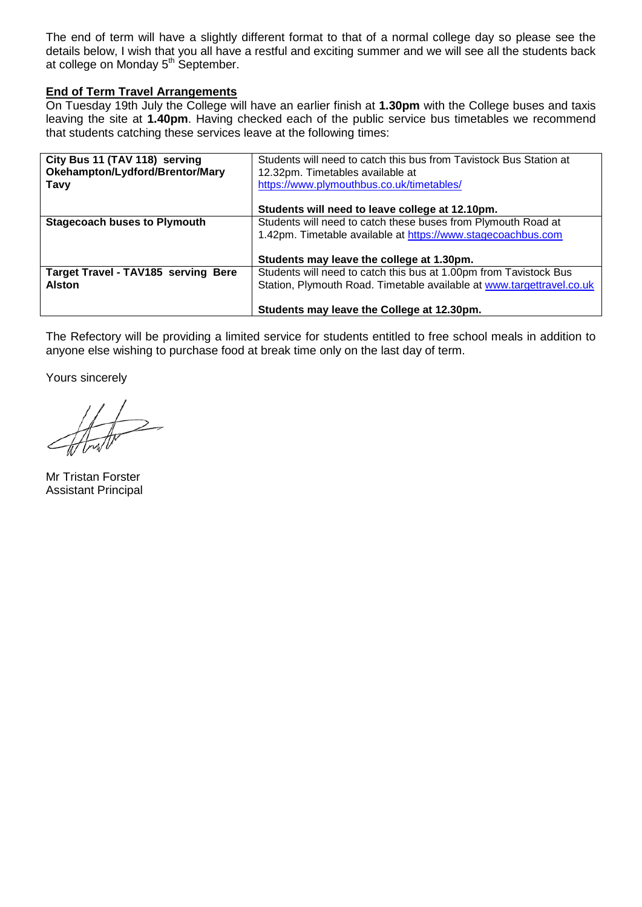The end of term will have a slightly different format to that of a normal college day so please see the details below, I wish that you all have a restful and exciting summer and we will see all the students back at college on Monday 5th September.

**End of Term Travel Arrangements**

On Tuesday 19th July the College will have an earlier finish at **1.30pm** with the College buses and taxis leaving the site at **1.40pm**. Having checked each of the public service bus timetables we recommend that students catching these services leave at the following times:

| | |
|---|---|
| **City Bus 11 (TAV 118) serving Okehampton/Lydford/Brentor/Mary Tavy** | Students will need to catch this bus from Tavistock Bus Station at 12.32pm. Timetables available at https://www.plymouthbus.co.uk/timetables/ <br><br> **Students will need to leave college at 12.10pm.** |
| **Stagecoach buses to Plymouth** | Students will need to catch these buses from Plymouth Road at 1.42pm. Timetable available at https://www.stagecoachbus.com <br><br> **Students may leave the college at 1.30pm.** |
| **Target Travel - TAV185 serving Bere Alston** | Students will need to catch this bus at 1.00pm from Tavistock Bus Station, Plymouth Road. Timetable available at www.targettravel.co.uk <br><br> **Students may leave the College at 12.30pm.** |

The Refectory will be providing a limited service for students entitled to free school meals in addition to anyone else wishing to purchase food at break time only on the last day of term.

Yours sincerely

Mr Tristan Forster
Assistant Principal